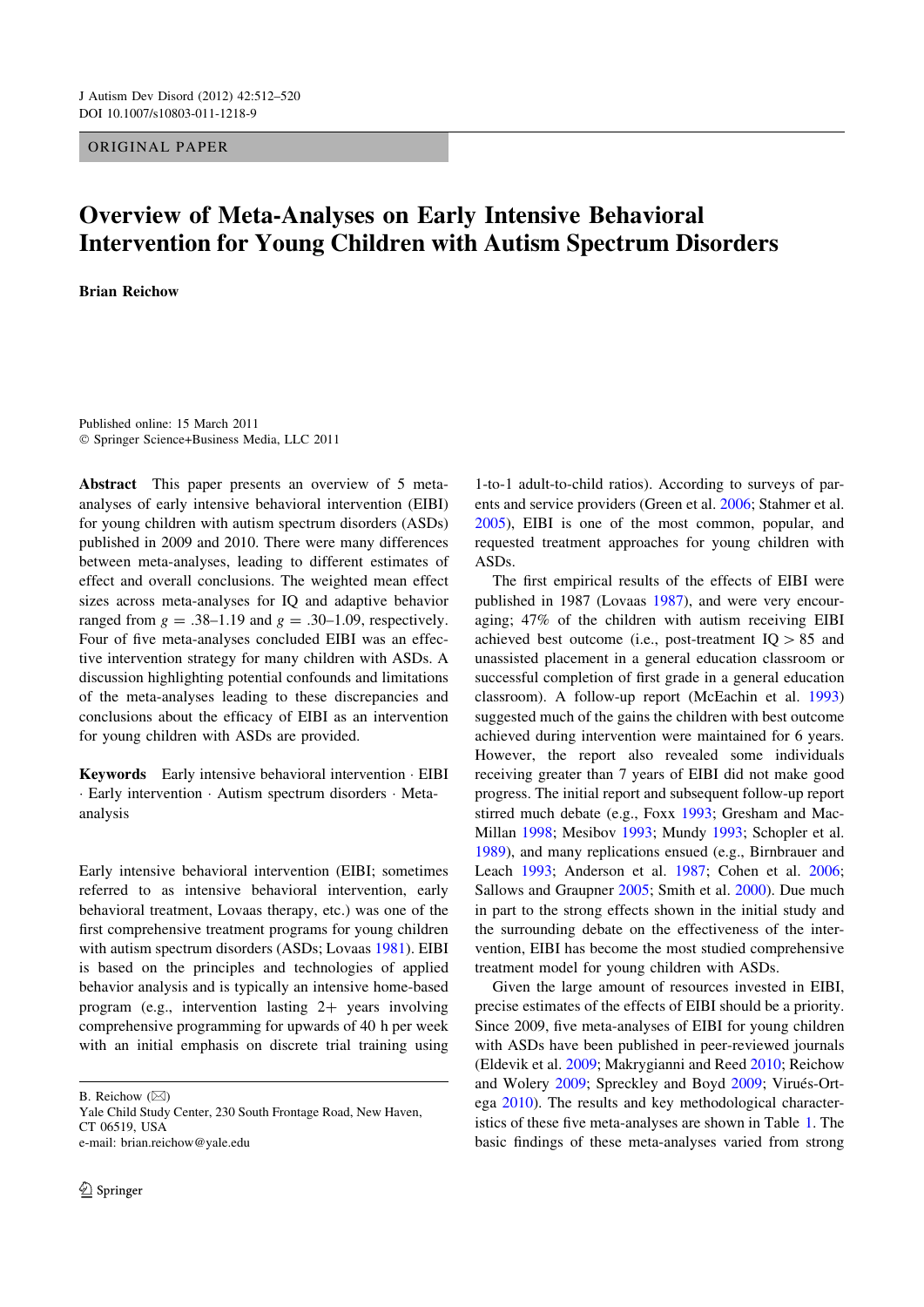ORIGINAL PAPER

# Overview of Meta-Analyses on Early Intensive Behavioral Intervention for Young Children with Autism Spectrum Disorders

**Brian Reichow**

Published online: 15 March 2011
© Springer Science+Business Media, LLC 2011

**Abstract** This paper presents an overview of 5 meta-analyses of early intensive behavioral intervention (EIBI) for young children with autism spectrum disorders (ASDs) published in 2009 and 2010. There were many differences between meta-analyses, leading to different estimates of effect and overall conclusions. The weighted mean effect sizes across meta-analyses for IQ and adaptive behavior ranged from $g = .38$–$1.19$ and $g = .30$–$1.09$, respectively. Four of five meta-analyses concluded EIBI was an effective intervention strategy for many children with ASDs. A discussion highlighting potential confounds and limitations of the meta-analyses leading to these discrepancies and conclusions about the efficacy of EIBI as an intervention for young children with ASDs are provided.

**Keywords** Early intensive behavioral intervention · EIBI · Early intervention · Autism spectrum disorders · Meta-analysis

Early intensive behavioral intervention (EIBI; sometimes referred to as intensive behavioral intervention, early behavioral treatment, Lovaas therapy, etc.) was one of the first comprehensive treatment programs for young children with autism spectrum disorders (ASDs; Lovaas 1981). EIBI is based on the principles and technologies of applied behavior analysis and is typically an intensive home-based program (e.g., intervention lasting 2+ years involving comprehensive programming for upwards of 40 h per week with an initial emphasis on discrete trial training using 1-to-1 adult-to-child ratios). According to surveys of parents and service providers (Green et al. 2006; Stahmer et al. 2005), EIBI is one of the most common, popular, and requested treatment approaches for young children with ASDs.

The first empirical results of the effects of EIBI were published in 1987 (Lovaas 1987), and were very encouraging; 47% of the children with autism receiving EIBI achieved best outcome (i.e., post-treatment IQ > 85 and unassisted placement in a general education classroom or successful completion of first grade in a general education classroom). A follow-up report (McEachin et al. 1993) suggested much of the gains the children with best outcome achieved during intervention were maintained for 6 years. However, the report also revealed some individuals receiving greater than 7 years of EIBI did not make good progress. The initial report and subsequent follow-up report stirred much debate (e.g., Foxx 1993; Gresham and MacMillan 1998; Mesibov 1993; Mundy 1993; Schopler et al. 1989), and many replications ensued (e.g., Birnbrauer and Leach 1993; Anderson et al. 1987; Cohen et al. 2006; Sallows and Graupner 2005; Smith et al. 2000). Due much in part to the strong effects shown in the initial study and the surrounding debate on the effectiveness of the intervention, EIBI has become the most studied comprehensive treatment model for young children with ASDs.

Given the large amount of resources invested in EIBI, precise estimates of the effects of EIBI should be a priority. Since 2009, five meta-analyses of EIBI for young children with ASDs have been published in peer-reviewed journals (Eldevik et al. 2009; Makrygianni and Reed 2010; Reichow and Wolery 2009; Spreckley and Boyd 2009; Virués-Ortega 2010). The results and key methodological characteristics of these five meta-analyses are shown in Table 1. The basic findings of these meta-analyses varied from strong

B. Reichow (✉)
Yale Child Study Center, 230 South Frontage Road, New Haven, CT 06519, USA
e-mail: brian.reichow@yale.edu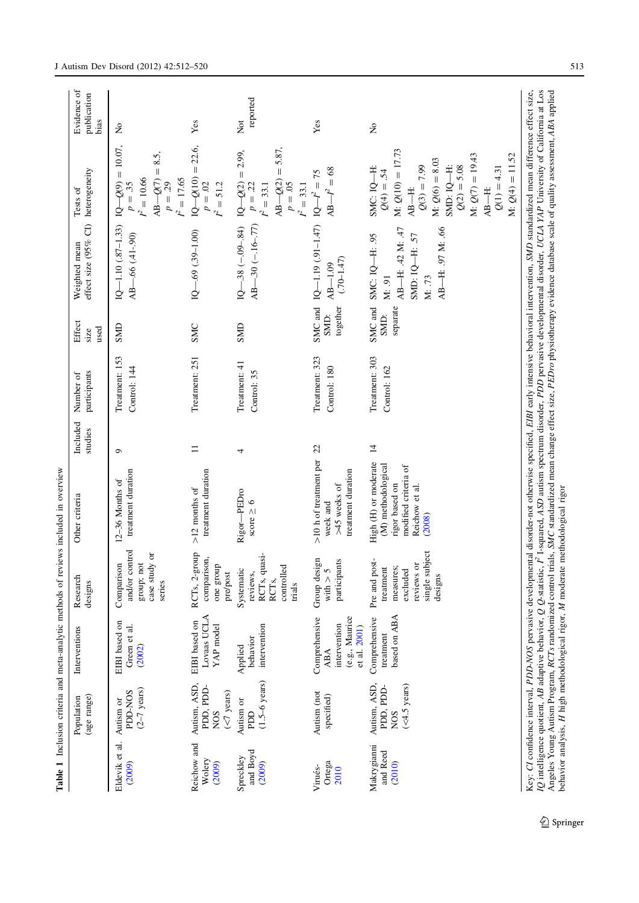**Table 1** Inclusion criteria and meta-analytic methods of reviews included in overview

| | Population (age range) | Interventions | Research designs | Other criteria | Included studies | Number of participants | Effect size used | Weighted mean effect size (95% CI) | Tests of heterogeneity | Evidence of publication bias |
|---|---|---|---|---|---|---|---|---|---|---|
| Eldevik et al. (2009) | Autism or PDD-NOS (2–7 years) | EIBI based on Green et al. (2002) | Comparison and/or control group; not case study or series | 12–36 Months of treatment duration | 9 | Treatment: 153 Control: 144 | SMD | IQ—1.10 (.87–1.33) AB—.66 (.41-.90) | IQ—$Q(9) = 10.07$, $p = .35$ $I^2 = 10.66$ AB—$Q(7) = 8.5$, $p = .29$ $I^2 = 17.65$ | No |
| Reichow and Wolery (2009) | Autism, ASD, PDD, PDD-NOS (<7 years) | EIBI based on Lovaas UCLA YAP model | RCTs, 2-group comparison, one group pre/post | >12 months of treatment duration | 11 | Treatment: 251 | SMC | IQ—.69 (.39–1.00) | IQ—$Q(10) = 22.6$, $p = .02$ $I^2 = 51.2$ | Yes |
| Spreckley and Boyd (2009) | Autism or PDD (1.5–6 years) | Applied behavior intervention | Systematic reviews, RCTs, quasi-RCTs, controlled trials | Rigor—PEDro score ≥ 6 | 4 | Treatment: 41 Control: 35 | SMD | IQ—.38 (−.09-.84) AB—.30 (−.16-.77) | IQ—$Q(2) = 2.99$, $p = .22$ $I^2 = 33.1$ AB—$Q(2) = 5.87$, $p = .05$ $I^2 = 33.1$ | Not reported |
| Virués-Ortega 2010 | Autism (not specified) | Comprehensive ABA intervention (e.g., Maurice et al. 2001) | Group design with > 5 participants | >10 h of treatment per week and >45 weeks of treatment duration | 22 | Treatment: 323 Control: 180 | SMC and SMD: together | IQ—1.19 (.91–1.47) AB—1.09 (.70-1.47) | IQ—$I^2 = 75$ AB—$I^2 = 68$ | Yes |
| Makrygianni and Reed (2010) | Autism, ASD, PDD, PDD-NOS (<4.5 years) | Comprehensive treatment based on ABA | Pre and post-treatment measures; excluded reviews or single subject designs | High (H) or moderate (M) methodological rigor based on modified criteria of Reichow et al. (2008) | 14 | Treatment: 303 Control: 162 | SMC and SMD: separate | SMC: IQ—H: .95 M: .91 AB—H: .42 M: .47 SMD: IQ—H: .57 M: .73 AB—H: .97 M: .66 | SMC: IQ—H: $Q(4) = .54$ M: $Q(10) = 17.73$ AB—H: $Q(3) = 7.99$ M: $Q(6) = 8.03$ SMD: IQ—H: $Q(2) = 5.08$ M: $Q(7) = 19.43$ AB—H: $Q(1) = 4.31$ M: $Q(4) = 11.52$ | No |

Key: *CI* confidence interval, *PDD-NOS* pervasive developmental disorder-not otherwise specified, *EIBI* early intensive behavioral intervention, *SMD* standardized mean difference effect size, *IQ* intelligence quotient, *AB* adaptive behavior, *Q* Q-statistic, $I^2$ I-squared, *ASD* autism spectrum disorder, *PDD* pervasive developmental disorder, *UCLA YAP* University of California at Los Angeles Young Autism Program, *RCTs* randomized control trials, *SMC* standardized mean change effect size, *PEDro* physiotherapy evidence database scale of quality assessment, *ABA* applied behavior analysis, *H* high methodological rigor, *M* moderate methodological rigor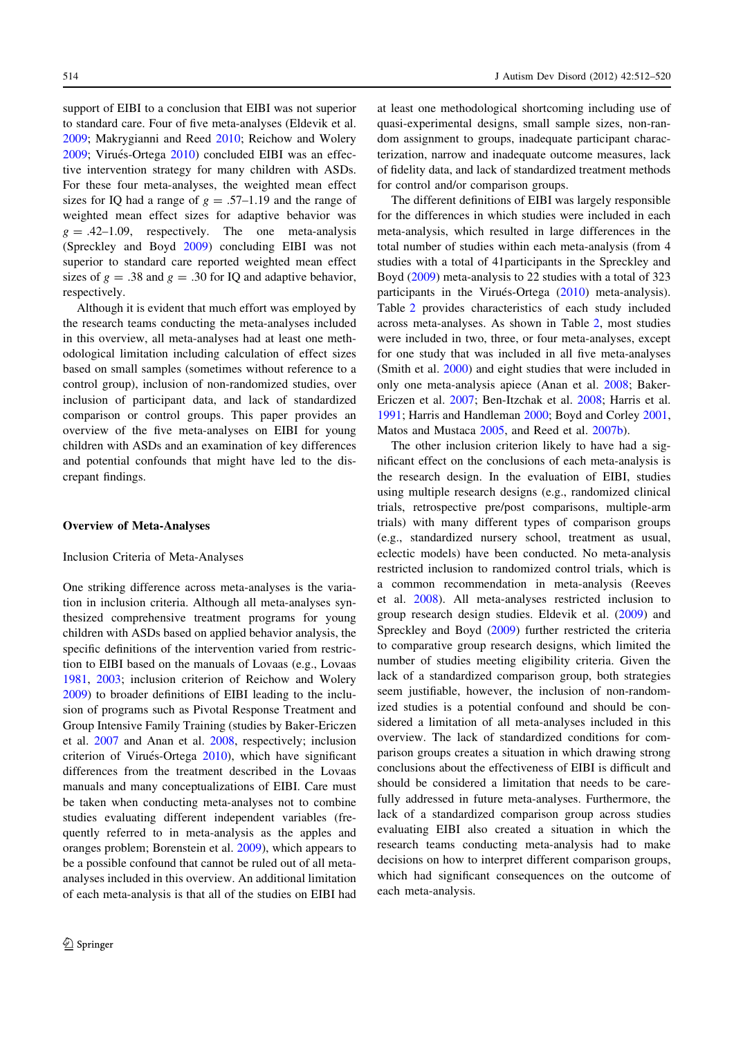support of EIBI to a conclusion that EIBI was not superior to standard care. Four of five meta-analyses (Eldevik et al. 2009; Makrygianni and Reed 2010; Reichow and Wolery 2009; Virués-Ortega 2010) concluded EIBI was an effective intervention strategy for many children with ASDs. For these four meta-analyses, the weighted mean effect sizes for IQ had a range of $g = .57–1.19$ and the range of weighted mean effect sizes for adaptive behavior was $g = .42–1.09$, respectively. The one meta-analysis (Spreckley and Boyd 2009) concluding EIBI was not superior to standard care reported weighted mean effect sizes of $g = .38$ and $g = .30$ for IQ and adaptive behavior, respectively.

Although it is evident that much effort was employed by the research teams conducting the meta-analyses included in this overview, all meta-analyses had at least one methodological limitation including calculation of effect sizes based on small samples (sometimes without reference to a control group), inclusion of non-randomized studies, over inclusion of participant data, and lack of standardized comparison or control groups. This paper provides an overview of the five meta-analyses on EIBI for young children with ASDs and an examination of key differences and potential confounds that might have led to the discrepant findings.

## Overview of Meta-Analyses

### Inclusion Criteria of Meta-Analyses

One striking difference across meta-analyses is the variation in inclusion criteria. Although all meta-analyses synthesized comprehensive treatment programs for young children with ASDs based on applied behavior analysis, the specific definitions of the intervention varied from restriction to EIBI based on the manuals of Lovaas (e.g., Lovaas 1981, 2003; inclusion criterion of Reichow and Wolery 2009) to broader definitions of EIBI leading to the inclusion of programs such as Pivotal Response Treatment and Group Intensive Family Training (studies by Baker-Ericzen et al. 2007 and Anan et al. 2008, respectively; inclusion criterion of Virués-Ortega 2010), which have significant differences from the treatment described in the Lovaas manuals and many conceptualizations of EIBI. Care must be taken when conducting meta-analyses not to combine studies evaluating different independent variables (frequently referred to in meta-analysis as the apples and oranges problem; Borenstein et al. 2009), which appears to be a possible confound that cannot be ruled out of all meta-analyses included in this overview. An additional limitation of each meta-analysis is that all of the studies on EIBI had at least one methodological shortcoming including use of quasi-experimental designs, small sample sizes, non-random assignment to groups, inadequate participant characterization, narrow and inadequate outcome measures, lack of fidelity data, and lack of standardized treatment methods for control and/or comparison groups.

The different definitions of EIBI was largely responsible for the differences in which studies were included in each meta-analysis, which resulted in large differences in the total number of studies within each meta-analysis (from 4 studies with a total of 41participants in the Spreckley and Boyd (2009) meta-analysis to 22 studies with a total of 323 participants in the Virués-Ortega (2010) meta-analysis). Table 2 provides characteristics of each study included across meta-analyses. As shown in Table 2, most studies were included in two, three, or four meta-analyses, except for one study that was included in all five meta-analyses (Smith et al. 2000) and eight studies that were included in only one meta-analysis apiece (Anan et al. 2008; Baker-Ericzen et al. 2007; Ben-Itzchak et al. 2008; Harris et al. 1991; Harris and Handleman 2000; Boyd and Corley 2001, Matos and Mustaca 2005, and Reed et al. 2007b).

The other inclusion criterion likely to have had a significant effect on the conclusions of each meta-analysis is the research design. In the evaluation of EIBI, studies using multiple research designs (e.g., randomized clinical trials, retrospective pre/post comparisons, multiple-arm trials) with many different types of comparison groups (e.g., standardized nursery school, treatment as usual, eclectic models) have been conducted. No meta-analysis restricted inclusion to randomized control trials, which is a common recommendation in meta-analysis (Reeves et al. 2008). All meta-analyses restricted inclusion to group research design studies. Eldevik et al. (2009) and Spreckley and Boyd (2009) further restricted the criteria to comparative group research designs, which limited the number of studies meeting eligibility criteria. Given the lack of a standardized comparison group, both strategies seem justifiable, however, the inclusion of non-randomized studies is a potential confound and should be considered a limitation of all meta-analyses included in this overview. The lack of standardized conditions for comparison groups creates a situation in which drawing strong conclusions about the effectiveness of EIBI is difficult and should be considered a limitation that needs to be carefully addressed in future meta-analyses. Furthermore, the lack of a standardized comparison group across studies evaluating EIBI also created a situation in which the research teams conducting meta-analysis had to make decisions on how to interpret different comparison groups, which had significant consequences on the outcome of each meta-analysis.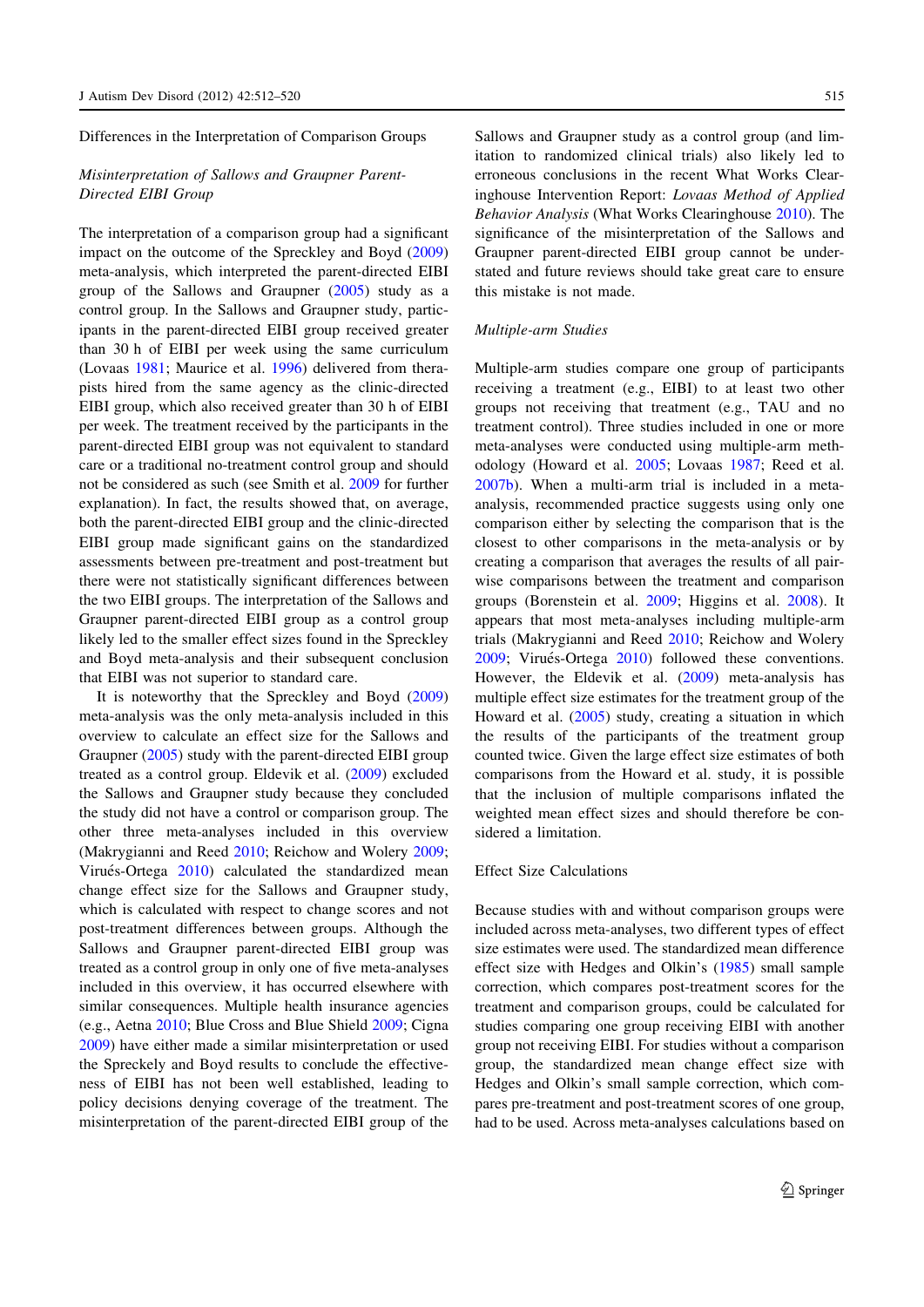## Differences in the Interpretation of Comparison Groups

### *Misinterpretation of Sallows and Graupner Parent-Directed EIBI Group*

The interpretation of a comparison group had a significant impact on the outcome of the Spreckley and Boyd (2009) meta-analysis, which interpreted the parent-directed EIBI group of the Sallows and Graupner (2005) study as a control group. In the Sallows and Graupner study, participants in the parent-directed EIBI group received greater than 30 h of EIBI per week using the same curriculum (Lovaas 1981; Maurice et al. 1996) delivered from therapists hired from the same agency as the clinic-directed EIBI group, which also received greater than 30 h of EIBI per week. The treatment received by the participants in the parent-directed EIBI group was not equivalent to standard care or a traditional no-treatment control group and should not be considered as such (see Smith et al. 2009 for further explanation). In fact, the results showed that, on average, both the parent-directed EIBI group and the clinic-directed EIBI group made significant gains on the standardized assessments between pre-treatment and post-treatment but there were not statistically significant differences between the two EIBI groups. The interpretation of the Sallows and Graupner parent-directed EIBI group as a control group likely led to the smaller effect sizes found in the Spreckley and Boyd meta-analysis and their subsequent conclusion that EIBI was not superior to standard care.

It is noteworthy that the Spreckley and Boyd (2009) meta-analysis was the only meta-analysis included in this overview to calculate an effect size for the Sallows and Graupner (2005) study with the parent-directed EIBI group treated as a control group. Eldevik et al. (2009) excluded the Sallows and Graupner study because they concluded the study did not have a control or comparison group. The other three meta-analyses included in this overview (Makrygianni and Reed 2010; Reichow and Wolery 2009; Virués-Ortega 2010) calculated the standardized mean change effect size for the Sallows and Graupner study, which is calculated with respect to change scores and not post-treatment differences between groups. Although the Sallows and Graupner parent-directed EIBI group was treated as a control group in only one of five meta-analyses included in this overview, it has occurred elsewhere with similar consequences. Multiple health insurance agencies (e.g., Aetna 2010; Blue Cross and Blue Shield 2009; Cigna 2009) have either made a similar misinterpretation or used the Spreckley and Boyd results to conclude the effectiveness of EIBI has not been well established, leading to policy decisions denying coverage of the treatment. The misinterpretation of the parent-directed EIBI group of the Sallows and Graupner study as a control group (and limitation to randomized clinical trials) also likely led to erroneous conclusions in the recent What Works Clearinghouse Intervention Report: *Lovaas Method of Applied Behavior Analysis* (What Works Clearinghouse 2010). The significance of the misinterpretation of the Sallows and Graupner parent-directed EIBI group cannot be understated and future reviews should take great care to ensure this mistake is not made.

### *Multiple-arm Studies*

Multiple-arm studies compare one group of participants receiving a treatment (e.g., EIBI) to at least two other groups not receiving that treatment (e.g., TAU and no treatment control). Three studies included in one or more meta-analyses were conducted using multiple-arm methodology (Howard et al. 2005; Lovaas 1987; Reed et al. 2007b). When a multi-arm trial is included in a meta-analysis, recommended practice suggests using only one comparison either by selecting the comparison that is the closest to other comparisons in the meta-analysis or by creating a comparison that averages the results of all pairwise comparisons between the treatment and comparison groups (Borenstein et al. 2009; Higgins et al. 2008). It appears that most meta-analyses including multiple-arm trials (Makrygianni and Reed 2010; Reichow and Wolery 2009; Virués-Ortega 2010) followed these conventions. However, the Eldevik et al. (2009) meta-analysis has multiple effect size estimates for the treatment group of the Howard et al. (2005) study, creating a situation in which the results of the participants of the treatment group counted twice. Given the large effect size estimates of both comparisons from the Howard et al. study, it is possible that the inclusion of multiple comparisons inflated the weighted mean effect sizes and should therefore be considered a limitation.

## Effect Size Calculations

Because studies with and without comparison groups were included across meta-analyses, two different types of effect size estimates were used. The standardized mean difference effect size with Hedges and Olkin's (1985) small sample correction, which compares post-treatment scores for the treatment and comparison groups, could be calculated for studies comparing one group receiving EIBI with another group not receiving EIBI. For studies without a comparison group, the standardized mean change effect size with Hedges and Olkin's small sample correction, which compares pre-treatment and post-treatment scores of one group, had to be used. Across meta-analyses calculations based on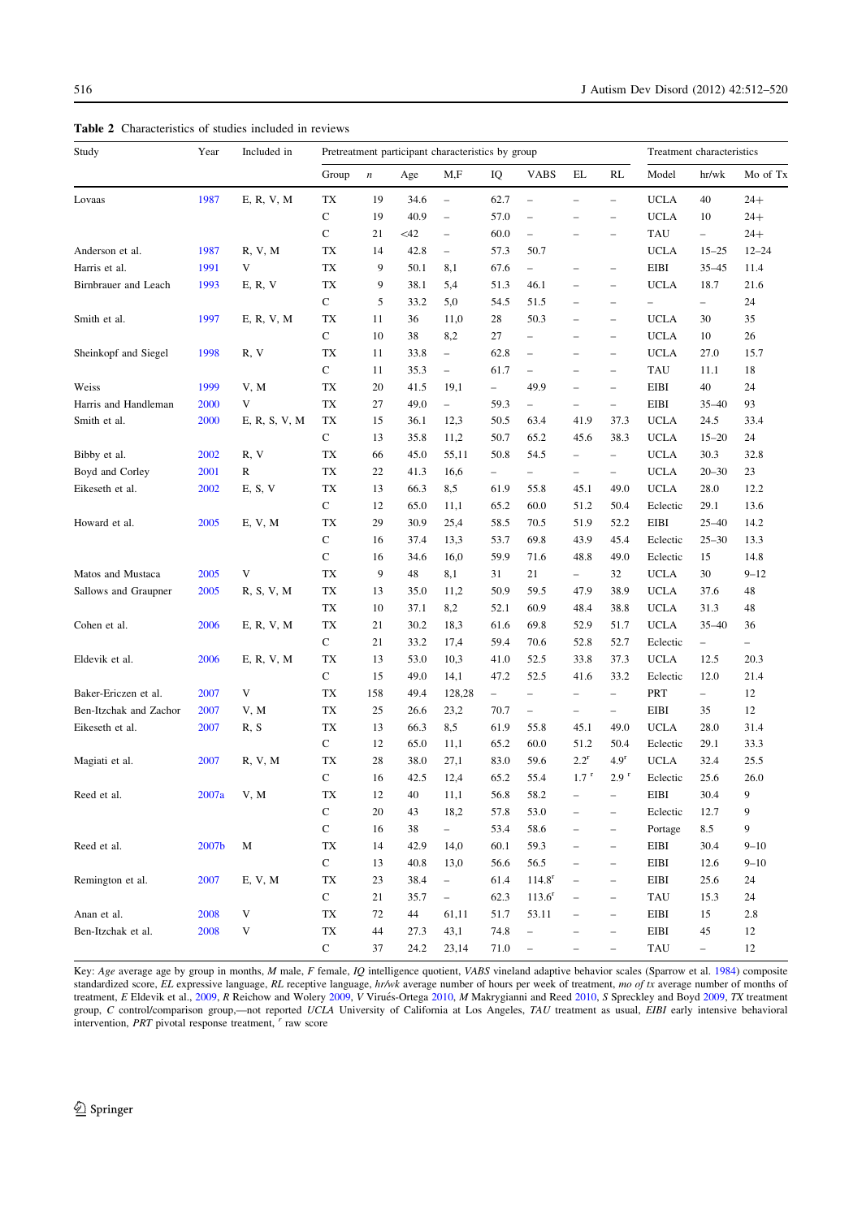**Table 2** Characteristics of studies included in reviews

| Study | Year | Included in | Pretreatment participant characteristics by group | | | | | | | | | Treatment characteristics | | |
|---|---|---|---|---|---|---|---|---|---|---|---|---|---|---|
| | | | Group | *n* | Age | M,F | IQ | VABS | EL | RL | | Model | hr/wk | Mo of Tx |
| Lovaas | 1987 | E, R, V, M | TX | 19 | 34.6 | – | 62.7 | – | – | – | | UCLA | 40 | 24+ |
| | | | C | 19 | 40.9 | – | 57.0 | – | – | – | | UCLA | 10 | 24+ |
| | | | C | 21 | <42 | – | 60.0 | – | – | – | | TAU | – | 24+ |
| Anderson et al. | 1987 | R, V, M | TX | 14 | 42.8 | – | 57.3 | 50.7 | | | | UCLA | 15–25 | 12–24 |
| Harris et al. | 1991 | V | TX | 9 | 50.1 | 8,1 | 67.6 | – | – | – | | EIBI | 35–45 | 11.4 |
| Birnbrauer and Leach | 1993 | E, R, V | TX | 9 | 38.1 | 5,4 | 51.3 | 46.1 | – | – | | UCLA | 18.7 | 21.6 |
| | | | C | 5 | 33.2 | 5,0 | 54.5 | 51.5 | – | – | | – | – | 24 |
| Smith et al. | 1997 | E, R, V, M | TX | 11 | 36 | 11,0 | 28 | 50.3 | – | – | | UCLA | 30 | 35 |
| | | | C | 10 | 38 | 8,2 | 27 | – | – | – | | UCLA | 10 | 26 |
| Sheinkopf and Siegel | 1998 | R, V | TX | 11 | 33.8 | – | 62.8 | – | – | – | | UCLA | 27.0 | 15.7 |
| | | | C | 11 | 35.3 | – | 61.7 | – | – | – | | TAU | 11.1 | 18 |
| Weiss | 1999 | V, M | TX | 20 | 41.5 | 19,1 | – | 49.9 | – | – | | EIBI | 40 | 24 |
| Harris and Handleman | 2000 | V | TX | 27 | 49.0 | – | 59.3 | – | – | – | | EIBI | 35–40 | 93 |
| Smith et al. | 2000 | E, R, S, V, M | TX | 15 | 36.1 | 12,3 | 50.5 | 63.4 | 41.9 | 37.3 | | UCLA | 24.5 | 33.4 |
| | | | C | 13 | 35.8 | 11,2 | 50.7 | 65.2 | 45.6 | 38.3 | | UCLA | 15–20 | 24 |
| Bibby et al. | 2002 | R, V | TX | 66 | 45.0 | 55,11 | 50.8 | 54.5 | – | – | | UCLA | 30.3 | 32.8 |
| Boyd and Corley | 2001 | R | TX | 22 | 41.3 | 16,6 | – | – | – | – | | UCLA | 20–30 | 23 |
| Eikeseth et al. | 2002 | E, S, V | TX | 13 | 66.3 | 8,5 | 61.9 | 55.8 | 45.1 | 49.0 | | UCLA | 28.0 | 12.2 |
| | | | C | 12 | 65.0 | 11,1 | 65.2 | 60.0 | 51.2 | 50.4 | | Eclectic | 29.1 | 13.6 |
| Howard et al. | 2005 | E, V, M | TX | 29 | 30.9 | 25,4 | 58.5 | 70.5 | 51.9 | 52.2 | | EIBI | 25–40 | 14.2 |
| | | | C | 16 | 37.4 | 13,3 | 53.7 | 69.8 | 43.9 | 45.4 | | Eclectic | 25–30 | 13.3 |
| | | | C | 16 | 34.6 | 16,0 | 59.9 | 71.6 | 48.8 | 49.0 | | Eclectic | 15 | 14.8 |
| Matos and Mustaca | 2005 | V | TX | 9 | 48 | 8,1 | 31 | 21 | – | 32 | | UCLA | 30 | 9–12 |
| Sallows and Graupner | 2005 | R, S, V, M | TX | 13 | 35.0 | 11,2 | 50.9 | 59.5 | 47.9 | 38.9 | | UCLA | 37.6 | 48 |
| | | | TX | 10 | 37.1 | 8,2 | 52.1 | 60.9 | 48.4 | 38.8 | | UCLA | 31.3 | 48 |
| Cohen et al. | 2006 | E, R, V, M | TX | 21 | 30.2 | 18,3 | 61.6 | 69.8 | 52.9 | 51.7 | | UCLA | 35–40 | 36 |
| | | | C | 21 | 33.2 | 17,4 | 59.4 | 70.6 | 52.8 | 52.7 | | Eclectic | – | – |
| Eldevik et al. | 2006 | E, R, V, M | TX | 13 | 53.0 | 10,3 | 41.0 | 52.5 | 33.8 | 37.3 | | UCLA | 12.5 | 20.3 |
| | | | C | 15 | 49.0 | 14,1 | 47.2 | 52.5 | 41.6 | 33.2 | | Eclectic | 12.0 | 21.4 |
| Baker-Ericzen et al. | 2007 | V | TX | 158 | 49.4 | 128,28 | – | – | – | – | | PRT | – | 12 |
| Ben-Itzchak and Zachor | 2007 | V, M | TX | 25 | 26.6 | 23,2 | 70.7 | – | – | – | | EIBI | 35 | 12 |
| Eikeseth et al. | 2007 | R, S | TX | 13 | 66.3 | 8,5 | 61.9 | 55.8 | 45.1 | 49.0 | | UCLA | 28.0 | 31.4 |
| | | | C | 12 | 65.0 | 11,1 | 65.2 | 60.0 | 51.2 | 50.4 | | Eclectic | 29.1 | 33.3 |
| Magiati et al. | 2007 | R, V, M | TX | 28 | 38.0 | 27,1 | 83.0 | 59.6 | 2.2[r] | 4.9[r] | | UCLA | 32.4 | 25.5 |
| | | | C | 16 | 42.5 | 12,4 | 65.2 | 55.4 | 1.7[r] | 2.9[r] | | Eclectic | 25.6 | 26.0 |
| Reed et al. | 2007a | V, M | TX | 12 | 40 | 11,1 | 56.8 | 58.2 | – | – | | EIBI | 30.4 | 9 |
| | | | C | 20 | 43 | 18,2 | 57.8 | 53.0 | – | – | | Eclectic | 12.7 | 9 |
| | | | C | 16 | 38 | – | 53.4 | 58.6 | – | – | | Portage | 8.5 | 9 |
| Reed et al. | 2007b | M | TX | 14 | 42.9 | 14,0 | 60.1 | 59.3 | – | – | | EIBI | 30.4 | 9–10 |
| | | | C | 13 | 40.8 | 13,0 | 56.6 | 56.5 | – | – | | EIBI | 12.6 | 9–10 |
| Remington et al. | 2007 | E, V, M | TX | 23 | 38.4 | – | 61.4 | 114.8[r] | – | – | | EIBI | 25.6 | 24 |
| | | | C | 21 | 35.7 | – | 62.3 | 113.6[r] | – | – | | TAU | 15.3 | 24 |
| Anan et al. | 2008 | V | TX | 72 | 44 | 61,11 | 51.7 | 53.11 | – | – | | EIBI | 15 | 2.8 |
| Ben-Itzchak et al. | 2008 | V | TX | 44 | 27.3 | 43,1 | 74.8 | – | – | – | | EIBI | 45 | 12 |
| | | | C | 37 | 24.2 | 23,14 | 71.0 | – | – | – | | TAU | – | 12 |

Key: *Age* average age by group in months, *M* male, *F* female, *IQ* intelligence quotient, *VABS* vineland adaptive behavior scales (Sparrow et al. 1984) composite standardized score, *EL* expressive language, *RL* receptive language, *hr/wk* average number of hours per week of treatment, *mo of tx* average number of months of treatment, *E* Eldevik et al., 2009, *R* Reichow and Wolery 2009, *V* Virués-Ortega 2010, *M* Makrygianni and Reed 2010, *S* Spreckley and Boyd 2009, *TX* treatment group, *C* control/comparison group,—not reported *UCLA* University of California at Los Angeles, *TAU* treatment as usual, *EIBI* early intensive behavioral intervention, *PRT* pivotal response treatment, [r] raw score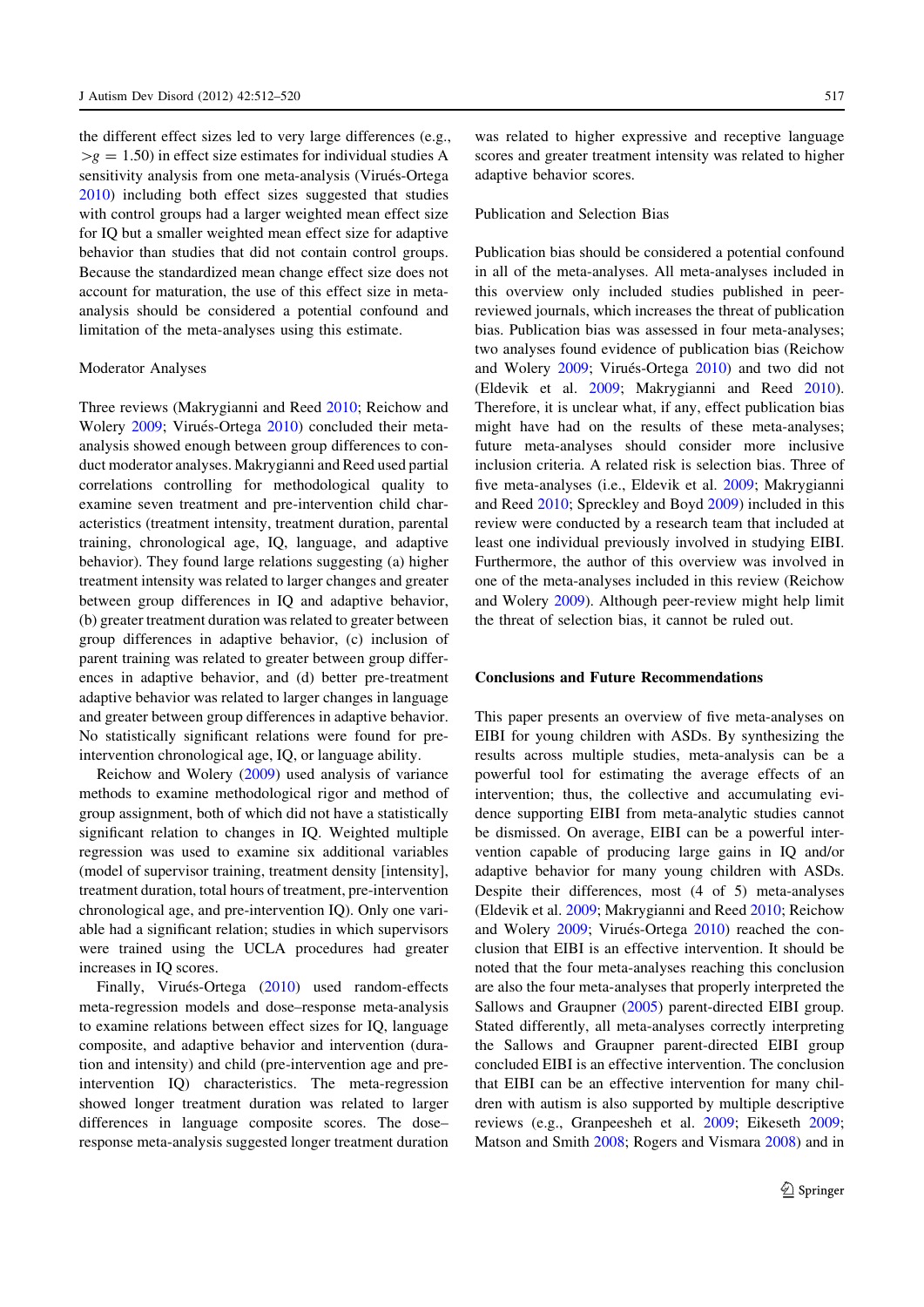the different effect sizes led to very large differences (e.g., $>g = 1.50$) in effect size estimates for individual studies A sensitivity analysis from one meta-analysis (Virués-Ortega 2010) including both effect sizes suggested that studies with control groups had a larger weighted mean effect size for IQ but a smaller weighted mean effect size for adaptive behavior than studies that did not contain control groups. Because the standardized mean change effect size does not account for maturation, the use of this effect size in meta-analysis should be considered a potential confound and limitation of the meta-analyses using this estimate.

### Moderator Analyses

Three reviews (Makrygianni and Reed 2010; Reichow and Wolery 2009; Virués-Ortega 2010) concluded their meta-analysis showed enough between group differences to conduct moderator analyses. Makrygianni and Reed used partial correlations controlling for methodological quality to examine seven treatment and pre-intervention child characteristics (treatment intensity, treatment duration, parental training, chronological age, IQ, language, and adaptive behavior). They found large relations suggesting (a) higher treatment intensity was related to larger changes and greater between group differences in IQ and adaptive behavior, (b) greater treatment duration was related to greater between group differences in adaptive behavior, (c) inclusion of parent training was related to greater between group differences in adaptive behavior, and (d) better pre-treatment adaptive behavior was related to larger changes in language and greater between group differences in adaptive behavior. No statistically significant relations were found for pre-intervention chronological age, IQ, or language ability.

Reichow and Wolery (2009) used analysis of variance methods to examine methodological rigor and method of group assignment, both of which did not have a statistically significant relation to changes in IQ. Weighted multiple regression was used to examine six additional variables (model of supervisor training, treatment density [intensity], treatment duration, total hours of treatment, pre-intervention chronological age, and pre-intervention IQ). Only one variable had a significant relation; studies in which supervisors were trained using the UCLA procedures had greater increases in IQ scores.

Finally, Virués-Ortega (2010) used random-effects meta-regression models and dose–response meta-analysis to examine relations between effect sizes for IQ, language composite, and adaptive behavior and intervention (duration and intensity) and child (pre-intervention age and pre-intervention IQ) characteristics. The meta-regression showed longer treatment duration was related to larger differences in language composite scores. The dose–response meta-analysis suggested longer treatment duration was related to higher expressive and receptive language scores and greater treatment intensity was related to higher adaptive behavior scores.

### Publication and Selection Bias

Publication bias should be considered a potential confound in all of the meta-analyses. All meta-analyses included in this overview only included studies published in peer-reviewed journals, which increases the threat of publication bias. Publication bias was assessed in four meta-analyses; two analyses found evidence of publication bias (Reichow and Wolery 2009; Virués-Ortega 2010) and two did not (Eldevik et al. 2009; Makrygianni and Reed 2010). Therefore, it is unclear what, if any, effect publication bias might have had on the results of these meta-analyses; future meta-analyses should consider more inclusive inclusion criteria. A related risk is selection bias. Three of five meta-analyses (i.e., Eldevik et al. 2009; Makrygianni and Reed 2010; Spreckley and Boyd 2009) included in this review were conducted by a research team that included at least one individual previously involved in studying EIBI. Furthermore, the author of this overview was involved in one of the meta-analyses included in this review (Reichow and Wolery 2009). Although peer-review might help limit the threat of selection bias, it cannot be ruled out.

## Conclusions and Future Recommendations

This paper presents an overview of five meta-analyses on EIBI for young children with ASDs. By synthesizing the results across multiple studies, meta-analysis can be a powerful tool for estimating the average effects of an intervention; thus, the collective and accumulating evidence supporting EIBI from meta-analytic studies cannot be dismissed. On average, EIBI can be a powerful intervention capable of producing large gains in IQ and/or adaptive behavior for many young children with ASDs. Despite their differences, most (4 of 5) meta-analyses (Eldevik et al. 2009; Makrygianni and Reed 2010; Reichow and Wolery 2009; Virués-Ortega 2010) reached the conclusion that EIBI is an effective intervention. It should be noted that the four meta-analyses reaching this conclusion are also the four meta-analyses that properly interpreted the Sallows and Graupner (2005) parent-directed EIBI group. Stated differently, all meta-analyses correctly interpreting the Sallows and Graupner parent-directed EIBI group concluded EIBI is an effective intervention. The conclusion that EIBI can be an effective intervention for many children with autism is also supported by multiple descriptive reviews (e.g., Granpeesheh et al. 2009; Eikeseth 2009; Matson and Smith 2008; Rogers and Vismara 2008) and in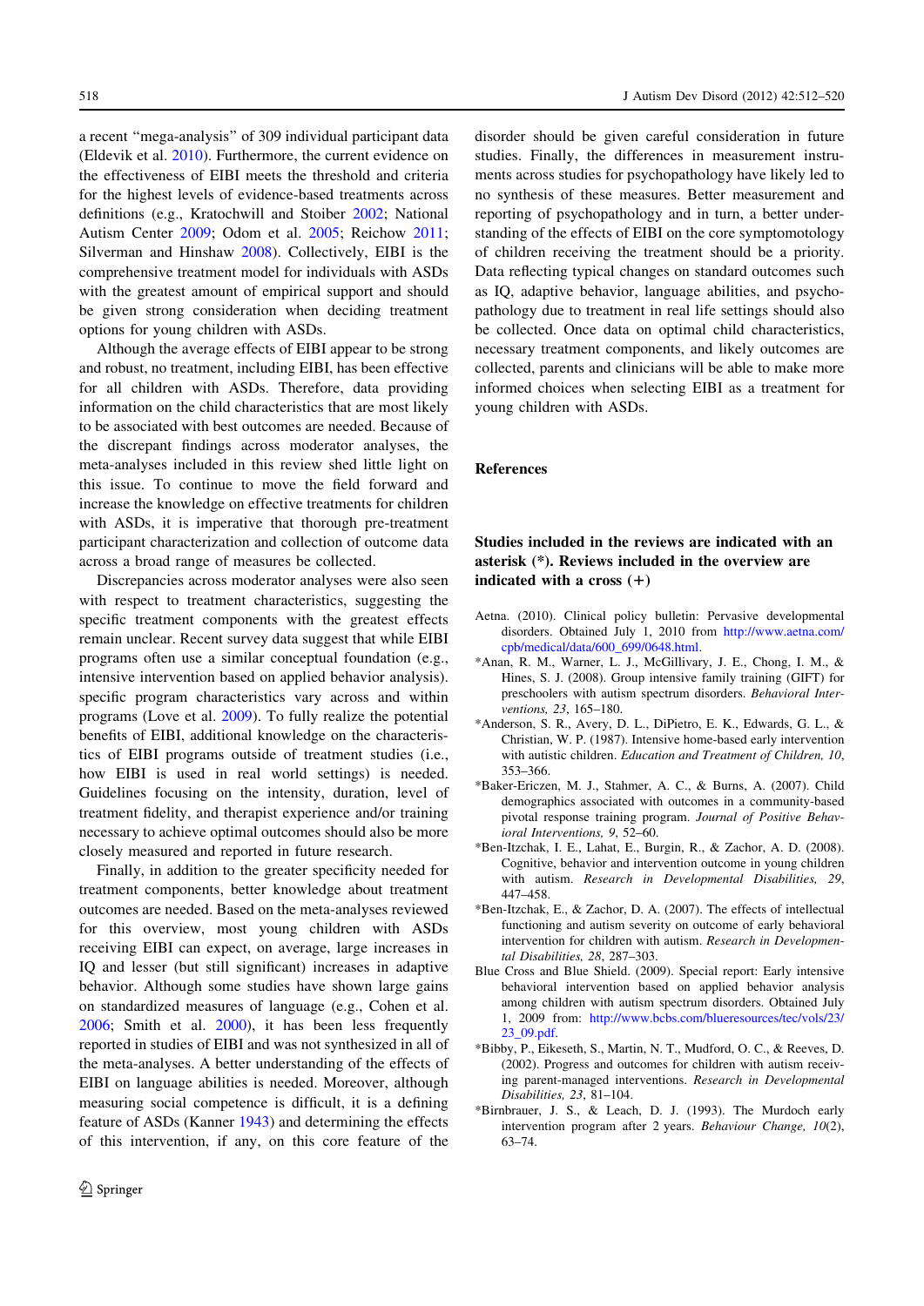a recent "mega-analysis" of 309 individual participant data (Eldevik et al. 2010). Furthermore, the current evidence on the effectiveness of EIBI meets the threshold and criteria for the highest levels of evidence-based treatments across definitions (e.g., Kratochwill and Stoiber 2002; National Autism Center 2009; Odom et al. 2005; Reichow 2011; Silverman and Hinshaw 2008). Collectively, EIBI is the comprehensive treatment model for individuals with ASDs with the greatest amount of empirical support and should be given strong consideration when deciding treatment options for young children with ASDs.

Although the average effects of EIBI appear to be strong and robust, no treatment, including EIBI, has been effective for all children with ASDs. Therefore, data providing information on the child characteristics that are most likely to be associated with best outcomes are needed. Because of the discrepant findings across moderator analyses, the meta-analyses included in this review shed little light on this issue. To continue to move the field forward and increase the knowledge on effective treatments for children with ASDs, it is imperative that thorough pre-treatment participant characterization and collection of outcome data across a broad range of measures be collected.

Discrepancies across moderator analyses were also seen with respect to treatment characteristics, suggesting the specific treatment components with the greatest effects remain unclear. Recent survey data suggest that while EIBI programs often use a similar conceptual foundation (e.g., intensive intervention based on applied behavior analysis). specific program characteristics vary across and within programs (Love et al. 2009). To fully realize the potential benefits of EIBI, additional knowledge on the characteristics of EIBI programs outside of treatment studies (i.e., how EIBI is used in real world settings) is needed. Guidelines focusing on the intensity, duration, level of treatment fidelity, and therapist experience and/or training necessary to achieve optimal outcomes should also be more closely measured and reported in future research.

Finally, in addition to the greater specificity needed for treatment components, better knowledge about treatment outcomes are needed. Based on the meta-analyses reviewed for this overview, most young children with ASDs receiving EIBI can expect, on average, large increases in IQ and lesser (but still significant) increases in adaptive behavior. Although some studies have shown large gains on standardized measures of language (e.g., Cohen et al. 2006; Smith et al. 2000), it has been less frequently reported in studies of EIBI and was not synthesized in all of the meta-analyses. A better understanding of the effects of EIBI on language abilities is needed. Moreover, although measuring social competence is difficult, it is a defining feature of ASDs (Kanner 1943) and determining the effects of this intervention, if any, on this core feature of the disorder should be given careful consideration in future studies. Finally, the differences in measurement instruments across studies for psychopathology have likely led to no synthesis of these measures. Better measurement and reporting of psychopathology and in turn, a better understanding of the effects of EIBI on the core symptomatology of children receiving the treatment should be a priority. Data reflecting typical changes on standard outcomes such as IQ, adaptive behavior, language abilities, and psychopathology due to treatment in real life settings should also be collected. Once data on optimal child characteristics, necessary treatment components, and likely outcomes are collected, parents and clinicians will be able to make more informed choices when selecting EIBI as a treatment for young children with ASDs.

## References

**Studies included in the reviews are indicated with an asterisk (*). Reviews included in the overview are indicated with a cross (+)**

Aetna. (2010). Clinical policy bulletin: Pervasive developmental disorders. Obtained July 1, 2010 from http://www.aetna.com/cpb/medical/data/600_699/0648.html.

*Anan, R. M., Warner, L. J., McGillivary, J. E., Chong, I. M., & Hines, S. J. (2008). Group intensive family training (GIFT) for preschoolers with autism spectrum disorders. *Behavioral Interventions, 23*, 165–180.

*Anderson, S. R., Avery, D. L., DiPietro, E. K., Edwards, G. L., & Christian, W. P. (1987). Intensive home-based early intervention with autistic children. *Education and Treatment of Children, 10*, 353–366.

*Baker-Ericzen, M. J., Stahmer, A. C., & Burns, A. (2007). Child demographics associated with outcomes in a community-based pivotal response training program. *Journal of Positive Behavioral Interventions, 9*, 52–60.

*Ben-Itzchak, I. E., Lahat, E., Burgin, R., & Zachor, A. D. (2008). Cognitive, behavior and intervention outcome in young children with autism. *Research in Developmental Disabilities, 29*, 447–458.

*Ben-Itzchak, E., & Zachor, D. A. (2007). The effects of intellectual functioning and autism severity on outcome of early behavioral intervention for children with autism. *Research in Developmental Disabilities, 28*, 287–303.

Blue Cross and Blue Shield. (2009). Special report: Early intensive behavioral intervention based on applied behavior analysis among children with autism spectrum disorders. Obtained July 1, 2009 from: http://www.bcbs.com/blueresources/tec/vols/23/23_09.pdf.

*Bibby, P., Eikeseth, S., Martin, N. T., Mudford, O. C., & Reeves, D. (2002). Progress and outcomes for children with autism receiving parent-managed interventions. *Research in Developmental Disabilities, 23*, 81–104.

*Birnbrauer, J. S., & Leach, D. J. (1993). The Murdoch early intervention program after 2 years. *Behaviour Change, 10*(2), 63–74.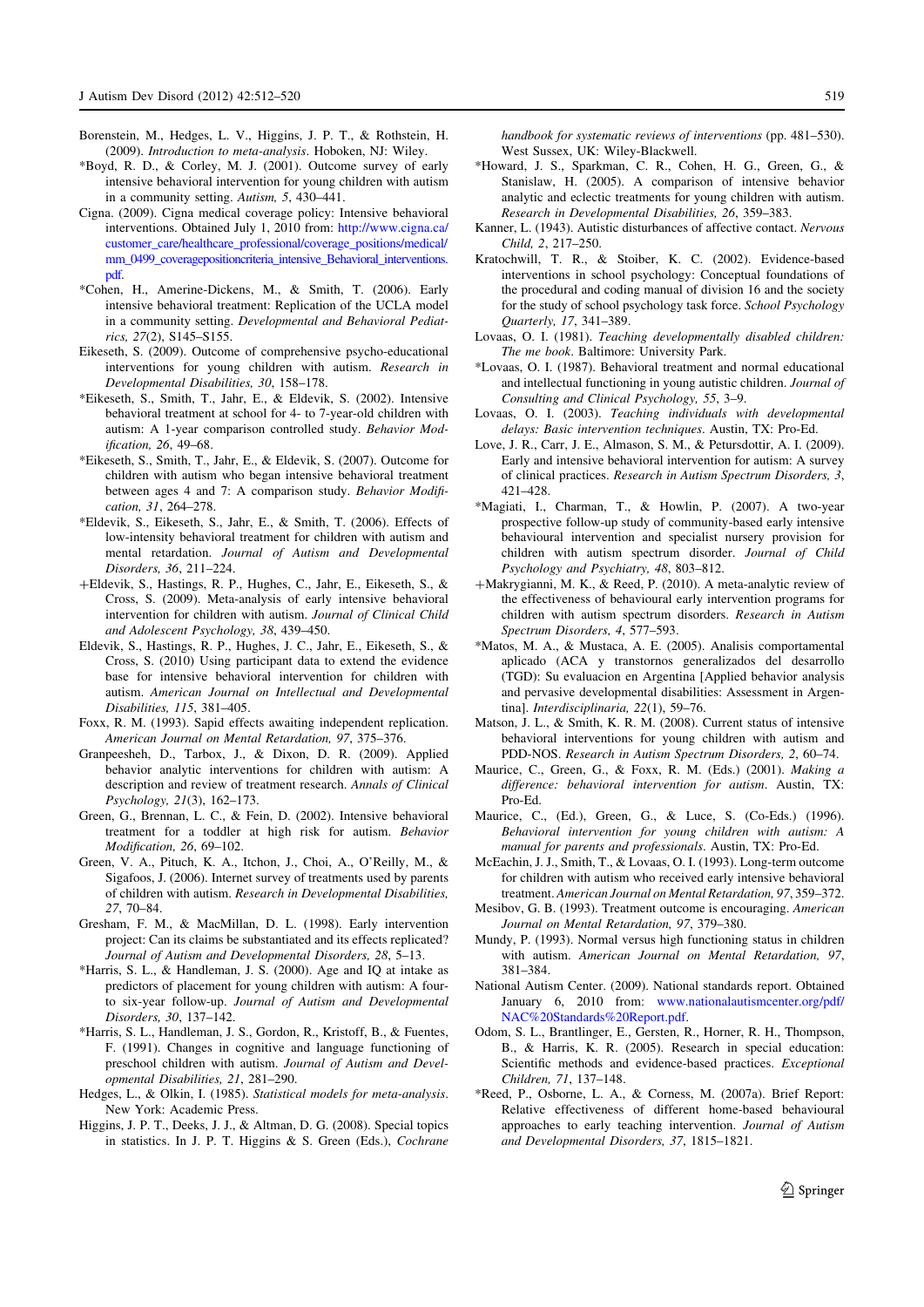Borenstein, M., Hedges, L. V., Higgins, J. P. T., & Rothstein, H. (2009). *Introduction to meta-analysis*. Hoboken, NJ: Wiley.

*Boyd, R. D., & Corley, M. J. (2001). Outcome survey of early intensive behavioral intervention for young children with autism in a community setting. *Autism, 5*, 430–441.

Cigna. (2009). Cigna medical coverage policy: Intensive behavioral interventions. Obtained July 1, 2010 from: http://www.cigna.ca/customer_care/healthcare_professional/coverage_positions/medical/mm_0499_coveragepositioncriteria_intensive_Behavioral_interventions.pdf.

*Cohen, H., Amerine-Dickens, M., & Smith, T. (2006). Early intensive behavioral treatment: Replication of the UCLA model in a community setting. *Developmental and Behavioral Pediatrics, 27*(2), S145–S155.

Eikeseth, S. (2009). Outcome of comprehensive psycho-educational interventions for young children with autism. *Research in Developmental Disabilities, 30*, 158–178.

*Eikeseth, S., Smith, T., Jahr, E., & Eldevik, S. (2002). Intensive behavioral treatment at school for 4- to 7-year-old children with autism: A 1-year comparison controlled study. *Behavior Modification, 26*, 49–68.

*Eikeseth, S., Smith, T., Jahr, E., & Eldevik, S. (2007). Outcome for children with autism who began intensive behavioral treatment between ages 4 and 7: A comparison study. *Behavior Modification, 31*, 264–278.

*Eldevik, S., Eikeseth, S., Jahr, E., & Smith, T. (2006). Effects of low-intensity behavioral treatment for children with autism and mental retardation. *Journal of Autism and Developmental Disorders, 36*, 211–224.

+Eldevik, S., Hastings, R. P., Hughes, C., Jahr, E., Eikeseth, S., & Cross, S. (2009). Meta-analysis of early intensive behavioral intervention for children with autism. *Journal of Clinical Child and Adolescent Psychology, 38*, 439–450.

Eldevik, S., Hastings, R. P., Hughes, J. C., Jahr, E., Eikeseth, S., & Cross, S. (2010) Using participant data to extend the evidence base for intensive behavioral intervention for children with autism. *American Journal on Intellectual and Developmental Disabilities, 115*, 381–405.

Foxx, R. M. (1993). Sapid effects awaiting independent replication. *American Journal on Mental Retardation, 97*, 375–376.

Granpeesheh, D., Tarbox, J., & Dixon, D. R. (2009). Applied behavior analytic interventions for children with autism: A description and review of treatment research. *Annals of Clinical Psychology, 21*(3), 162–173.

Green, G., Brennan, L. C., & Fein, D. (2002). Intensive behavioral treatment for a toddler at high risk for autism. *Behavior Modification, 26*, 69–102.

Green, V. A., Pituch, K. A., Itchon, J., Choi, A., O'Reilly, M., & Sigafoos, J. (2006). Internet survey of treatments used by parents of children with autism. *Research in Developmental Disabilities, 27*, 70–84.

Gresham, F. M., & MacMillan, D. L. (1998). Early intervention project: Can its claims be substantiated and its effects replicated? *Journal of Autism and Developmental Disorders, 28*, 5–13.

*Harris, S. L., & Handleman, J. S. (2000). Age and IQ at intake as predictors of placement for young children with autism: A four- to six-year follow-up. *Journal of Autism and Developmental Disorders, 30*, 137–142.

*Harris, S. L., Handleman, J. S., Gordon, R., Kristoff, B., & Fuentes, F. (1991). Changes in cognitive and language functioning of preschool children with autism. *Journal of Autism and Developmental Disabilities, 21*, 281–290.

Hedges, L., & Olkin, I. (1985). *Statistical models for meta-analysis*. New York: Academic Press.

Higgins, J. P. T., Deeks, J. J., & Altman, D. G. (2008). Special topics in statistics. In J. P. T. Higgins & S. Green (Eds.), *Cochrane handbook for systematic reviews of interventions* (pp. 481–530). West Sussex, UK: Wiley-Blackwell.

*Howard, J. S., Sparkman, C. R., Cohen, H. G., Green, G., & Stanislaw, H. (2005). A comparison of intensive behavior analytic and eclectic treatments for young children with autism. *Research in Developmental Disabilities, 26*, 359–383.

Kanner, L. (1943). Autistic disturbances of affective contact. *Nervous Child, 2*, 217–250.

Kratochwill, T. R., & Stoiber, K. C. (2002). Evidence-based interventions in school psychology: Conceptual foundations of the procedural and coding manual of division 16 and the society for the study of school psychology task force. *School Psychology Quarterly, 17*, 341–389.

Lovaas, O. I. (1981). *Teaching developmentally disabled children: The me book*. Baltimore: University Park.

*Lovaas, O. I. (1987). Behavioral treatment and normal educational and intellectual functioning in young autistic children. *Journal of Consulting and Clinical Psychology, 55*, 3–9.

Lovaas, O. I. (2003). *Teaching individuals with developmental delays: Basic intervention techniques*. Austin, TX: Pro-Ed.

Love, J. R., Carr, J. E., Almason, S. M., & Petursdottir, A. I. (2009). Early and intensive behavioral intervention for autism: A survey of clinical practices. *Research in Autism Spectrum Disorders, 3*, 421–428.

*Magiati, I., Charman, T., & Howlin, P. (2007). A two-year prospective follow-up study of community-based early intensive behavioural intervention and specialist nursery provision for children with autism spectrum disorder. *Journal of Child Psychology and Psychiatry, 48*, 803–812.

+Makrygianni, M. K., & Reed, P. (2010). A meta-analytic review of the effectiveness of behavioural early intervention programs for children with autism spectrum disorders. *Research in Autism Spectrum Disorders, 4*, 577–593.

*Matos, M. A., & Mustaca, A. E. (2005). Analisis comportamental aplicado (ACA y transtornos generalizados del desarrollo (TGD): Su evaluacion en Argentina [Applied behavior analysis and pervasive developmental disabilities: Assessment in Argentina]. *Interdisciplinaria, 22*(1), 59–76.

Matson, J. L., & Smith, K. R. M. (2008). Current status of intensive behavioral interventions for young children with autism and PDD-NOS. *Research in Autism Spectrum Disorders, 2*, 60–74.

Maurice, C., Green, G., & Foxx, R. M. (Eds.) (2001). *Making a difference: behavioral intervention for autism*. Austin, TX: Pro-Ed.

Maurice, C., (Ed.), Green, G., & Luce, S. (Co-Eds.) (1996). *Behavioral intervention for young children with autism: A manual for parents and professionals*. Austin, TX: Pro-Ed.

McEachin, J. J., Smith, T., & Lovaas, O. I. (1993). Long-term outcome for children with autism who received early intensive behavioral treatment. *American Journal on Mental Retardation, 97*, 359–372.

Mesibov, G. B. (1993). Treatment outcome is encouraging. *American Journal on Mental Retardation, 97*, 379–380.

Mundy, P. (1993). Normal versus high functioning status in children with autism. *American Journal on Mental Retardation, 97*, 381–384.

National Autism Center. (2009). National standards report. Obtained January 6, 2010 from: www.nationalautismcenter.org/pdf/NAC%20Standards%20Report.pdf.

Odom, S. L., Brantlinger, E., Gersten, R., Horner, R. H., Thompson, B., & Harris, K. R. (2005). Research in special education: Scientific methods and evidence-based practices. *Exceptional Children, 71*, 137–148.

*Reed, P., Osborne, L. A., & Corness, M. (2007a). Brief Report: Relative effectiveness of different home-based behavioural approaches to early teaching intervention. *Journal of Autism and Developmental Disorders, 37*, 1815–1821.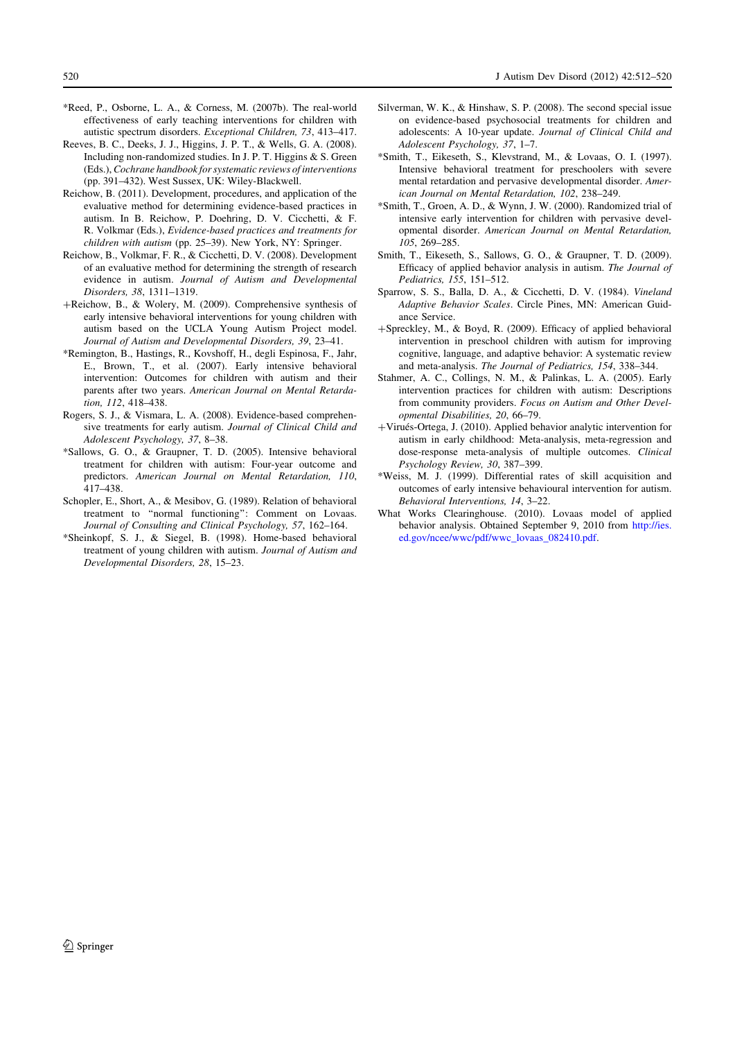*Reed, P., Osborne, L. A., & Corness, M. (2007b). The real-world effectiveness of early teaching interventions for children with autistic spectrum disorders. *Exceptional Children, 73*, 413–417.

Reeves, B. C., Deeks, J. J., Higgins, J. P. T., & Wells, G. A. (2008). Including non-randomized studies. In J. P. T. Higgins & S. Green (Eds.), *Cochrane handbook for systematic reviews of interventions* (pp. 391–432). West Sussex, UK: Wiley-Blackwell.

Reichow, B. (2011). Development, procedures, and application of the evaluative method for determining evidence-based practices in autism. In B. Reichow, P. Doehring, D. V. Cicchetti, & F. R. Volkmar (Eds.), *Evidence-based practices and treatments for children with autism* (pp. 25–39). New York, NY: Springer.

Reichow, B., Volkmar, F. R., & Cicchetti, D. V. (2008). Development of an evaluative method for determining the strength of research evidence in autism. *Journal of Autism and Developmental Disorders, 38*, 1311–1319.

+Reichow, B., & Wolery, M. (2009). Comprehensive synthesis of early intensive behavioral interventions for young children with autism based on the UCLA Young Autism Project model. *Journal of Autism and Developmental Disorders, 39*, 23–41.

*Remington, B., Hastings, R., Kovshoff, H., degli Espinosa, F., Jahr, E., Brown, T., et al. (2007). Early intensive behavioral intervention: Outcomes for children with autism and their parents after two years. *American Journal on Mental Retardation, 112*, 418–438.

Rogers, S. J., & Vismara, L. A. (2008). Evidence-based comprehensive treatments for early autism. *Journal of Clinical Child and Adolescent Psychology, 37*, 8–38.

*Sallows, G. O., & Graupner, T. D. (2005). Intensive behavioral treatment for children with autism: Four-year outcome and predictors. *American Journal on Mental Retardation, 110*, 417–438.

Schopler, E., Short, A., & Mesibov, G. (1989). Relation of behavioral treatment to "normal functioning": Comment on Lovaas. *Journal of Consulting and Clinical Psychology, 57*, 162–164.

*Sheinkopf, S. J., & Siegel, B. (1998). Home-based behavioral treatment of young children with autism. *Journal of Autism and Developmental Disorders, 28*, 15–23.

Silverman, W. K., & Hinshaw, S. P. (2008). The second special issue on evidence-based psychosocial treatments for children and adolescents: A 10-year update. *Journal of Clinical Child and Adolescent Psychology, 37*, 1–7.

*Smith, T., Eikeseth, S., Klevstrand, M., & Lovaas, O. I. (1997). Intensive behavioral treatment for preschoolers with severe mental retardation and pervasive developmental disorder. *American Journal on Mental Retardation, 102*, 238–249.

*Smith, T., Groen, A. D., & Wynn, J. W. (2000). Randomized trial of intensive early intervention for children with pervasive developmental disorder. *American Journal on Mental Retardation, 105*, 269–285.

Smith, T., Eikeseth, S., Sallows, G. O., & Graupner, T. D. (2009). Efficacy of applied behavior analysis in autism. *The Journal of Pediatrics, 155*, 151–512.

Sparrow, S. S., Balla, D. A., & Cicchetti, D. V. (1984). *Vineland Adaptive Behavior Scales*. Circle Pines, MN: American Guidance Service.

+Spreckley, M., & Boyd, R. (2009). Efficacy of applied behavioral intervention in preschool children with autism for improving cognitive, language, and adaptive behavior: A systematic review and meta-analysis. *The Journal of Pediatrics, 154*, 338–344.

Stahmer, A. C., Collings, N. M., & Palinkas, L. A. (2005). Early intervention practices for children with autism: Descriptions from community providers. *Focus on Autism and Other Developmental Disabilities, 20*, 66–79.

+Virués-Ortega, J. (2010). Applied behavior analytic intervention for autism in early childhood: Meta-analysis, meta-regression and dose-response meta-analysis of multiple outcomes. *Clinical Psychology Review, 30*, 387–399.

*Weiss, M. J. (1999). Differential rates of skill acquisition and outcomes of early intensive behavioural intervention for autism. *Behavioral Interventions, 14*, 3–22.

What Works Clearinghouse. (2010). Lovaas model of applied behavior analysis. Obtained September 9, 2010 from http://ies.ed.gov/ncee/wwc/pdf/wwc_lovaas_082410.pdf.